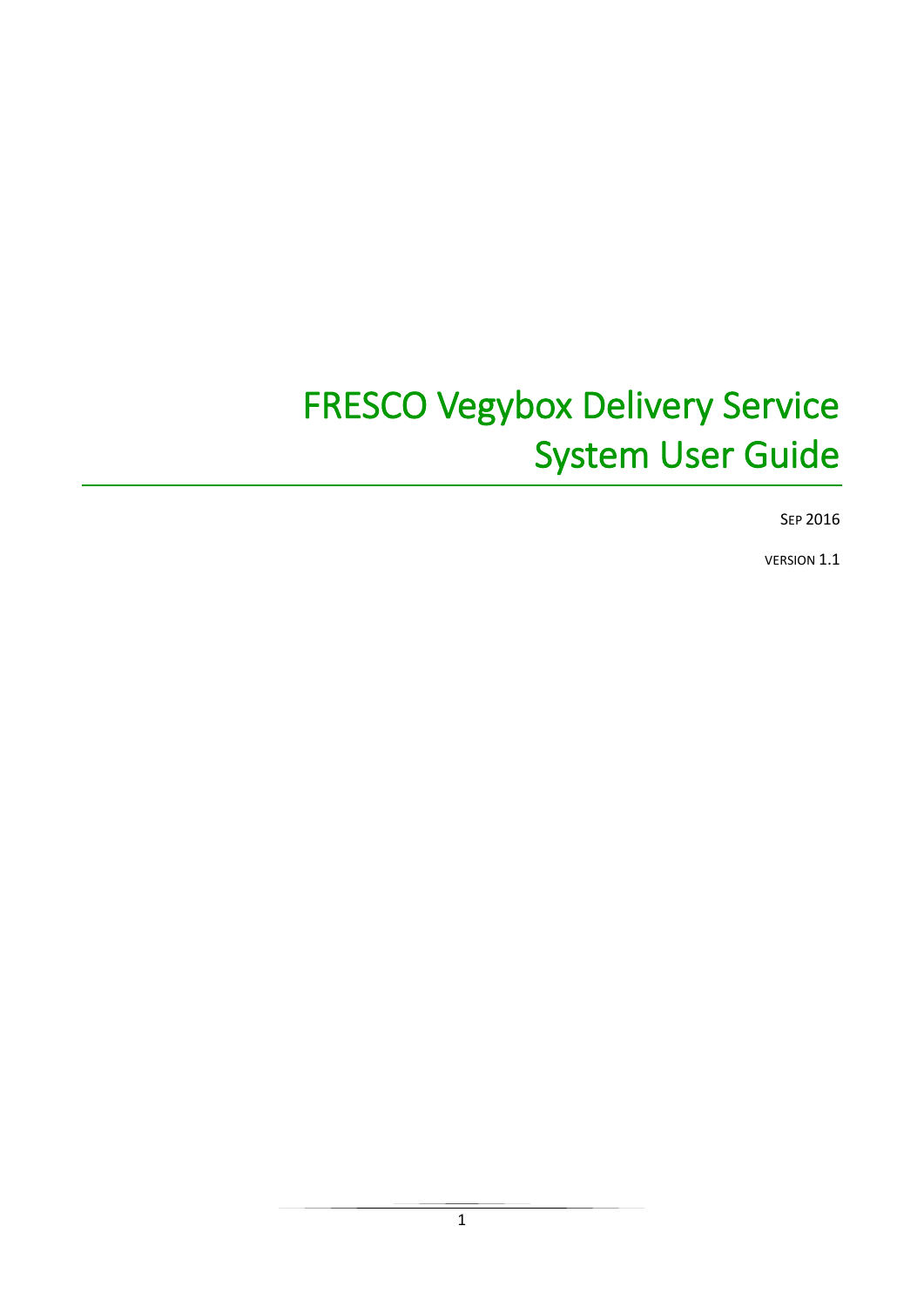# FRESCO Vegybox Delivery Service System User Guide

SEP 2016

VERSION 1.1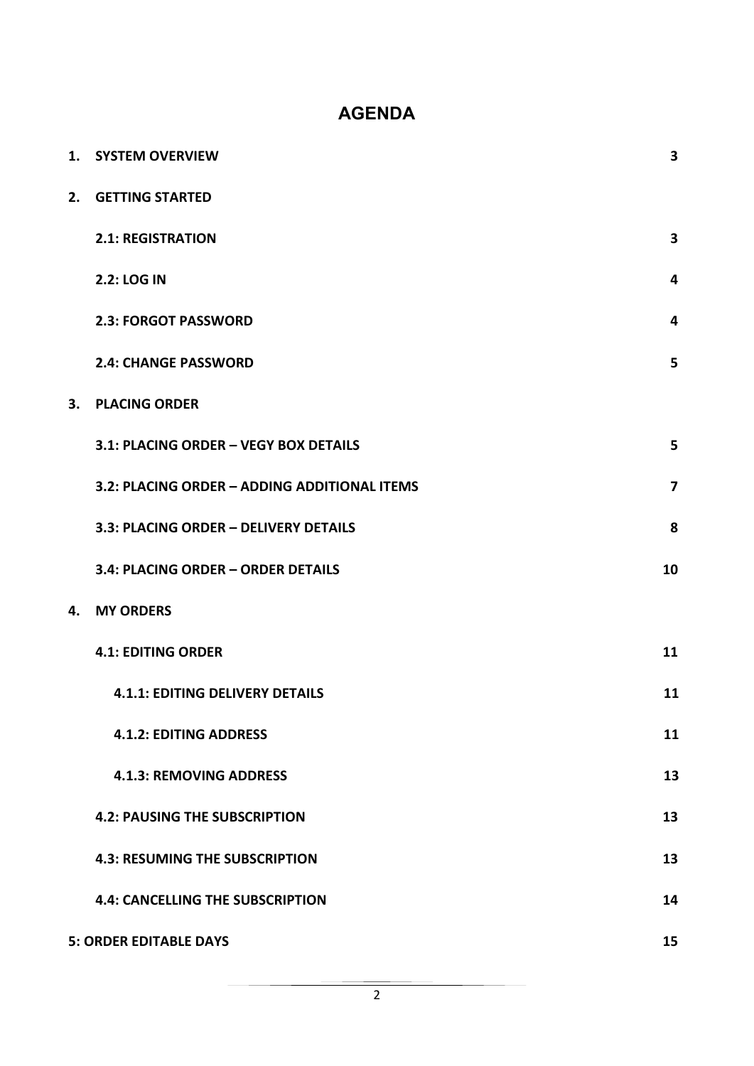# AGENDA

| | | |
|---|---|---|
| **1.** | **SYSTEM OVERVIEW** | **3** |
| **2.** | **GETTING STARTED** | |
| | **2.1: REGISTRATION** | **3** |
| | **2.2: LOG IN** | **4** |
| | **2.3: FORGOT PASSWORD** | **4** |
| | **2.4: CHANGE PASSWORD** | **5** |
| **3.** | **PLACING ORDER** | |
| | **3.1: PLACING ORDER – VEGY BOX DETAILS** | **5** |
| | **3.2: PLACING ORDER – ADDING ADDITIONAL ITEMS** | **7** |
| | **3.3: PLACING ORDER – DELIVERY DETAILS** | **8** |
| | **3.4: PLACING ORDER – ORDER DETAILS** | **10** |
| **4.** | **MY ORDERS** | |
| | **4.1: EDITING ORDER** | **11** |
| | **4.1.1: EDITING DELIVERY DETAILS** | **11** |
| | **4.1.2: EDITING ADDRESS** | **11** |
| | **4.1.3: REMOVING ADDRESS** | **13** |
| | **4.2: PAUSING THE SUBSCRIPTION** | **13** |
| | **4.3: RESUMING THE SUBSCRIPTION** | **13** |
| | **4.4: CANCELLING THE SUBSCRIPTION** | **14** |
| **5:** | **ORDER EDITABLE DAYS** | **15** |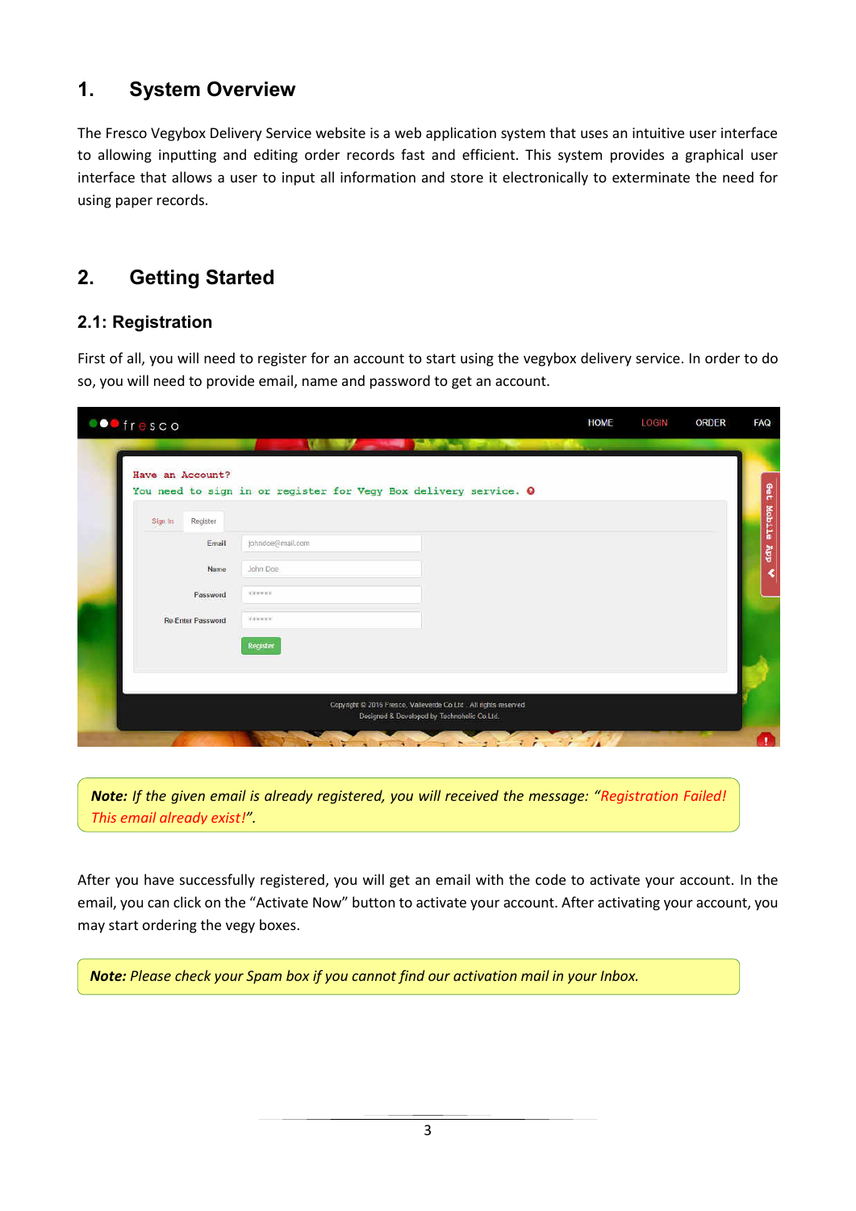# 1. System Overview

The Fresco Vegybox Delivery Service website is a web application system that uses an intuitive user interface to allowing inputting and editing order records fast and efficient. This system provides a graphical user interface that allows a user to input all information and store it electronically to exterminate the need for using paper records.

# 2. Getting Started

## 2.1: Registration

First of all, you will need to register for an account to start using the vegybox delivery service. In order to do so, you will need to provide email, name and password to get an account.

> ***Note:*** *If the given email is already registered, you will received the message: "Registration Failed! This email already exist!".*

After you have successfully registered, you will get an email with the code to activate your account. In the email, you can click on the "Activate Now" button to activate your account. After activating your account, you may start ordering the vegy boxes.

> ***Note:*** *Please check your Spam box if you cannot find our activation mail in your Inbox.*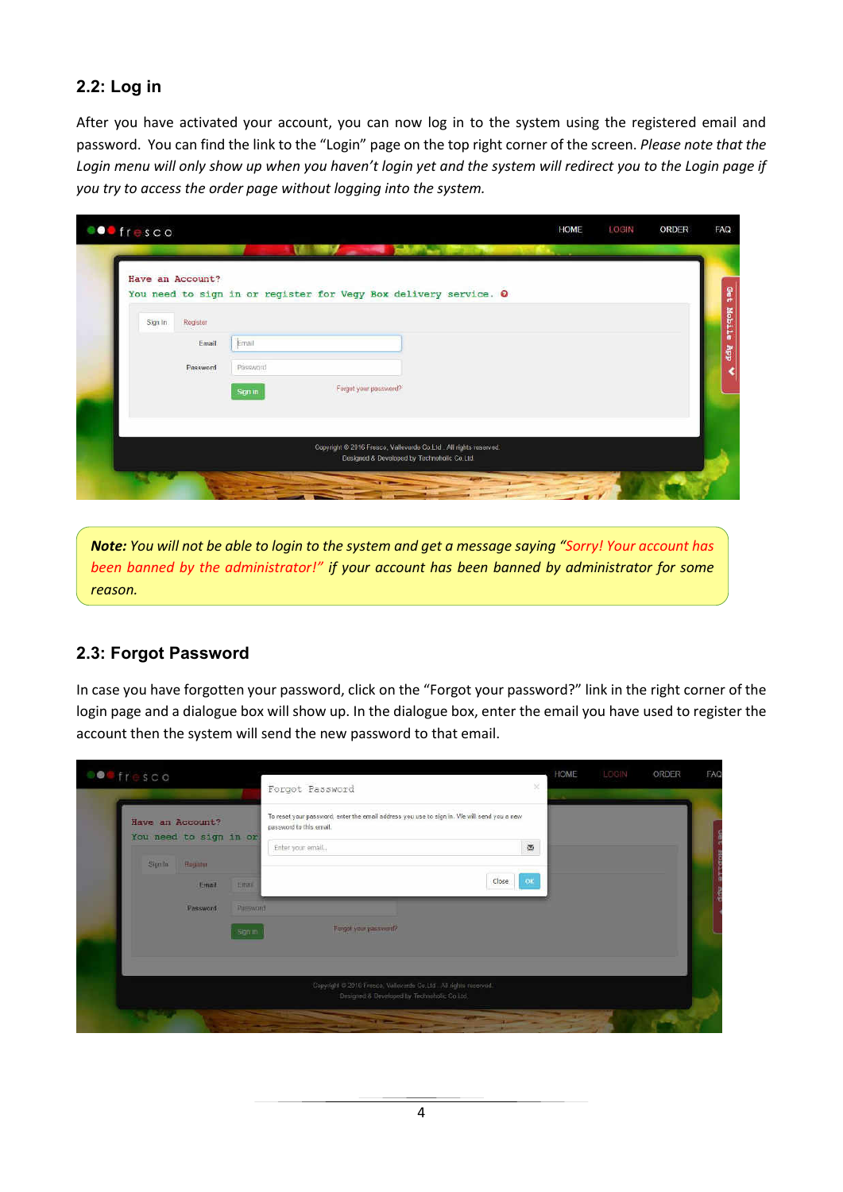## 2.2: Log in

After you have activated your account, you can now log in to the system using the registered email and password. You can find the link to the "Login" page on the top right corner of the screen. *Please note that the Login menu will only show up when you haven't login yet and the system will redirect you to the Login page if you try to access the order page without logging into the system.*

> ***Note:*** *You will not be able to login to the system and get a message saying "Sorry! Your account has been banned by the administrator!" if your account has been banned by administrator for some reason.*

## 2.3: Forgot Password

In case you have forgotten your password, click on the "Forgot your password?" link in the right corner of the login page and a dialogue box will show up. In the dialogue box, enter the email you have used to register the account then the system will send the new password to that email.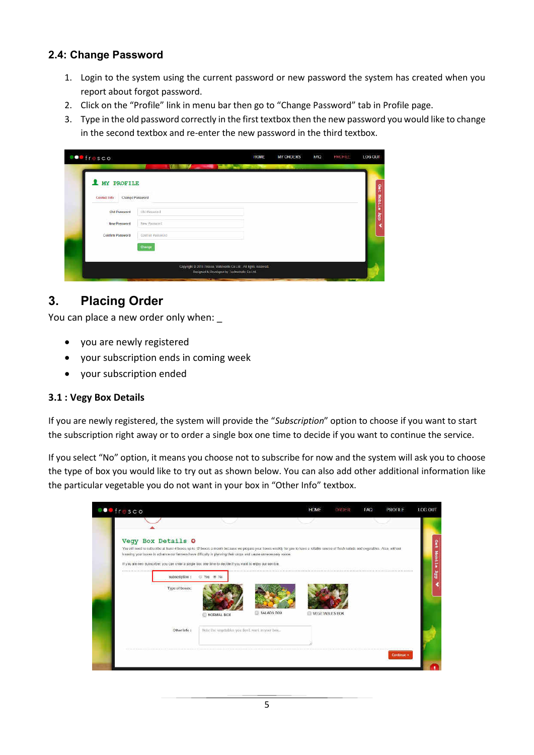### 2.4: Change Password

1. Login to the system using the current password or new password the system has created when you report about forgot password.
2. Click on the "Profile" link in menu bar then go to "Change Password" tab in Profile page.
3. Type in the old password correctly in the first textbox then the new password you would like to change in the second textbox and re-enter the new password in the third textbox.

## 3. Placing Order

You can place a new order only when: _

- you are newly registered
- your subscription ends in coming week
- your subscription ended

### 3.1 : Vegy Box Details

If you are newly registered, the system will provide the "*Subscription*" option to choose if you want to start the subscription right away or to order a single box one time to decide if you want to continue the service.

If you select "No" option, it means you choose not to subscribe for now and the system will ask you to choose the type of box you would like to try out as shown below. You can also add other additional information like the particular vegetable you do not want in your box in "Other Info" textbox.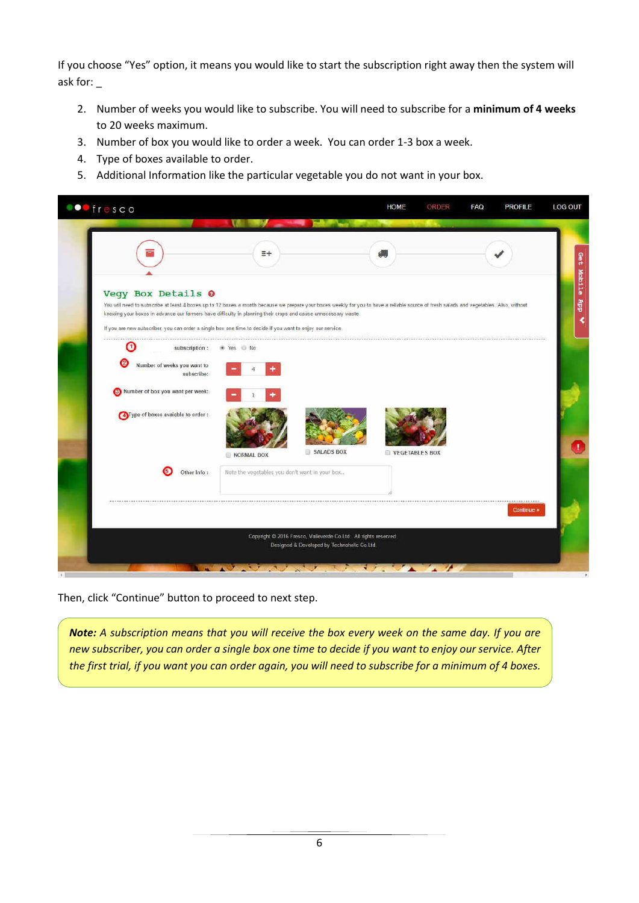If you choose “Yes” option, it means you would like to start the subscription right away then the system will ask for: _

2. Number of weeks you would like to subscribe. You will need to subscribe for a **minimum of 4 weeks** to 20 weeks maximum.
3. Number of box you would like to order a week. You can order 1-3 box a week.
4. Type of boxes available to order.
5. Additional Information like the particular vegetable you do not want in your box.

Then, click “Continue” button to proceed to next step.

> ***Note:*** *A subscription means that you will receive the box every week on the same day. If you are new subscriber, you can order a single box one time to decide if you want to enjoy our service. After the first trial, if you want you can order again, you will need to subscribe for a minimum of 4 boxes.*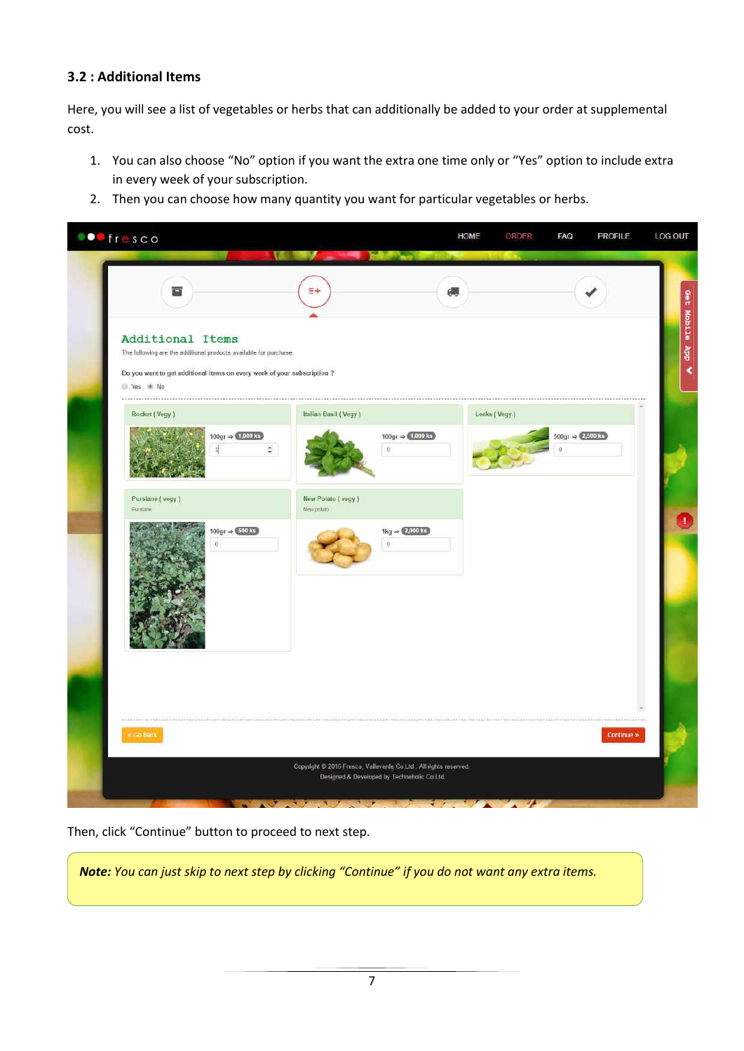### 3.2 : Additional Items

Here, you will see a list of vegetables or herbs that can additionally be added to your order at supplemental cost.

1. You can also choose "No" option if you want the extra one time only or "Yes" option to include extra in every week of your subscription.
2. Then you can choose how many quantity you want for particular vegetables or herbs.

Then, click "Continue" button to proceed to next step.

> ***Note:*** *You can just skip to next step by clicking "Continue" if you do not want any extra items.*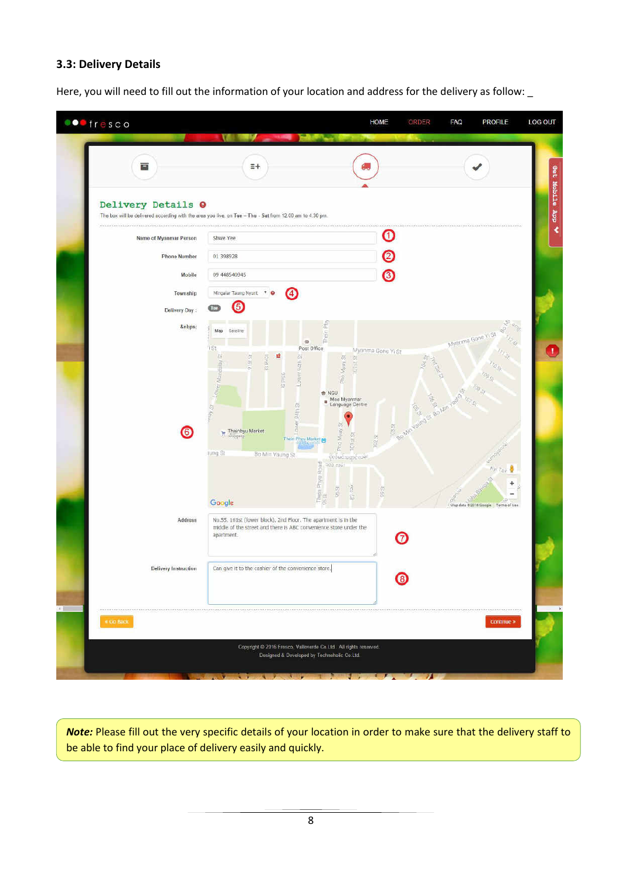### 3.3: Delivery Details

Here, you will need to fill out the information of your location and address for the delivery as follow: _

> ***Note:*** Please fill out the very specific details of your location in order to make sure that the delivery staff to be able to find your place of delivery easily and quickly.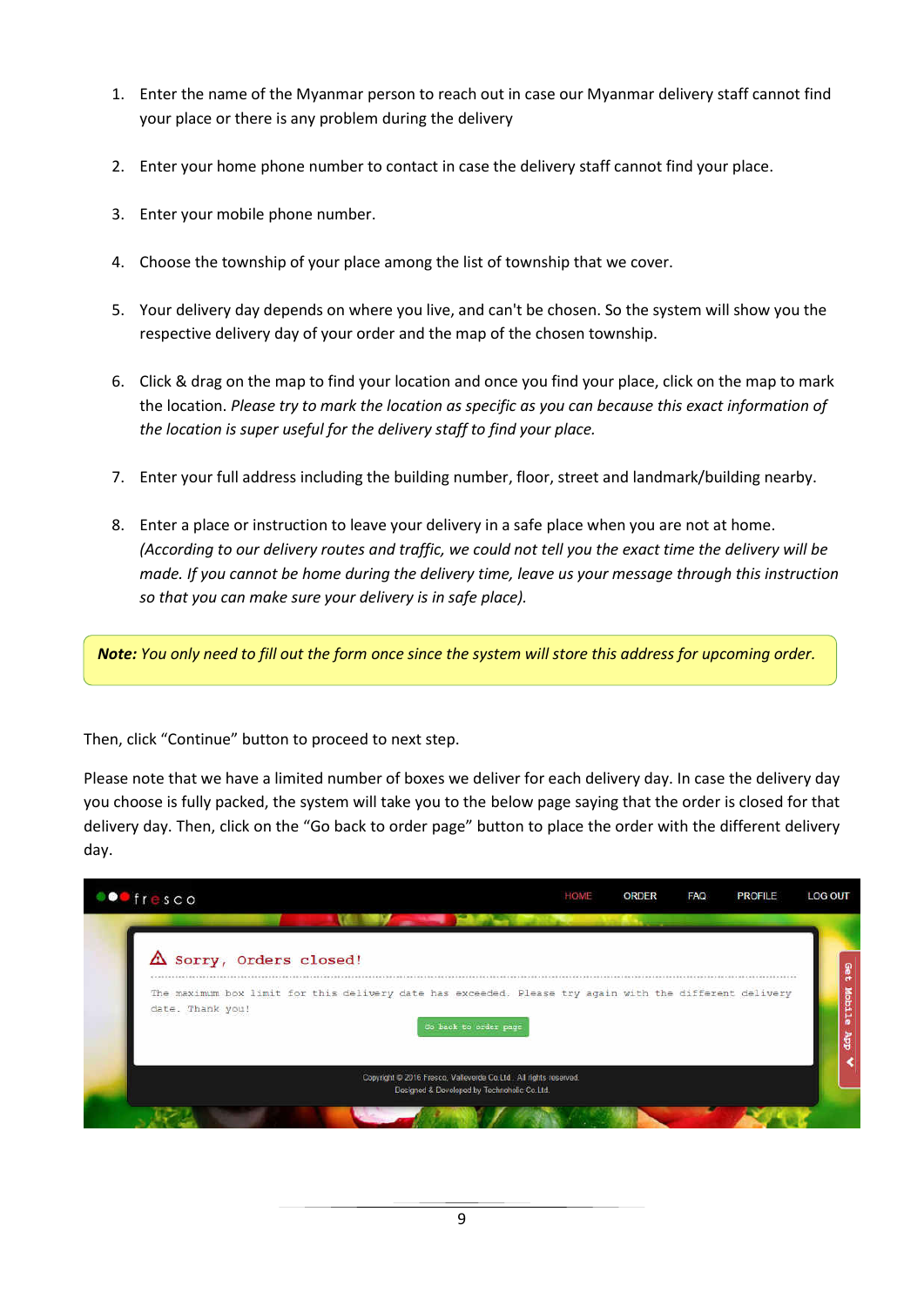1. Enter the name of the Myanmar person to reach out in case our Myanmar delivery staff cannot find your place or there is any problem during the delivery

2. Enter your home phone number to contact in case the delivery staff cannot find your place.

3. Enter your mobile phone number.

4. Choose the township of your place among the list of township that we cover.

5. Your delivery day depends on where you live, and can't be chosen. So the system will show you the respective delivery day of your order and the map of the chosen township.

6. Click & drag on the map to find your location and once you find your place, click on the map to mark the location. *Please try to mark the location as specific as you can because this exact information of the location is super useful for the delivery staff to find your place.*

7. Enter your full address including the building number, floor, street and landmark/building nearby.

8. Enter a place or instruction to leave your delivery in a safe place when you are not at home. *(According to our delivery routes and traffic, we could not tell you the exact time the delivery will be made. If you cannot be home during the delivery time, leave us your message through this instruction so that you can make sure your delivery is in safe place).*

> ***Note:*** *You only need to fill out the form once since the system will store this address for upcoming order.*

Then, click “Continue” button to proceed to next step.

Please note that we have a limited number of boxes we deliver for each delivery day. In case the delivery day you choose is fully packed, the system will take you to the below page saying that the order is closed for that delivery day. Then, click on the “Go back to order page” button to place the order with the different delivery day.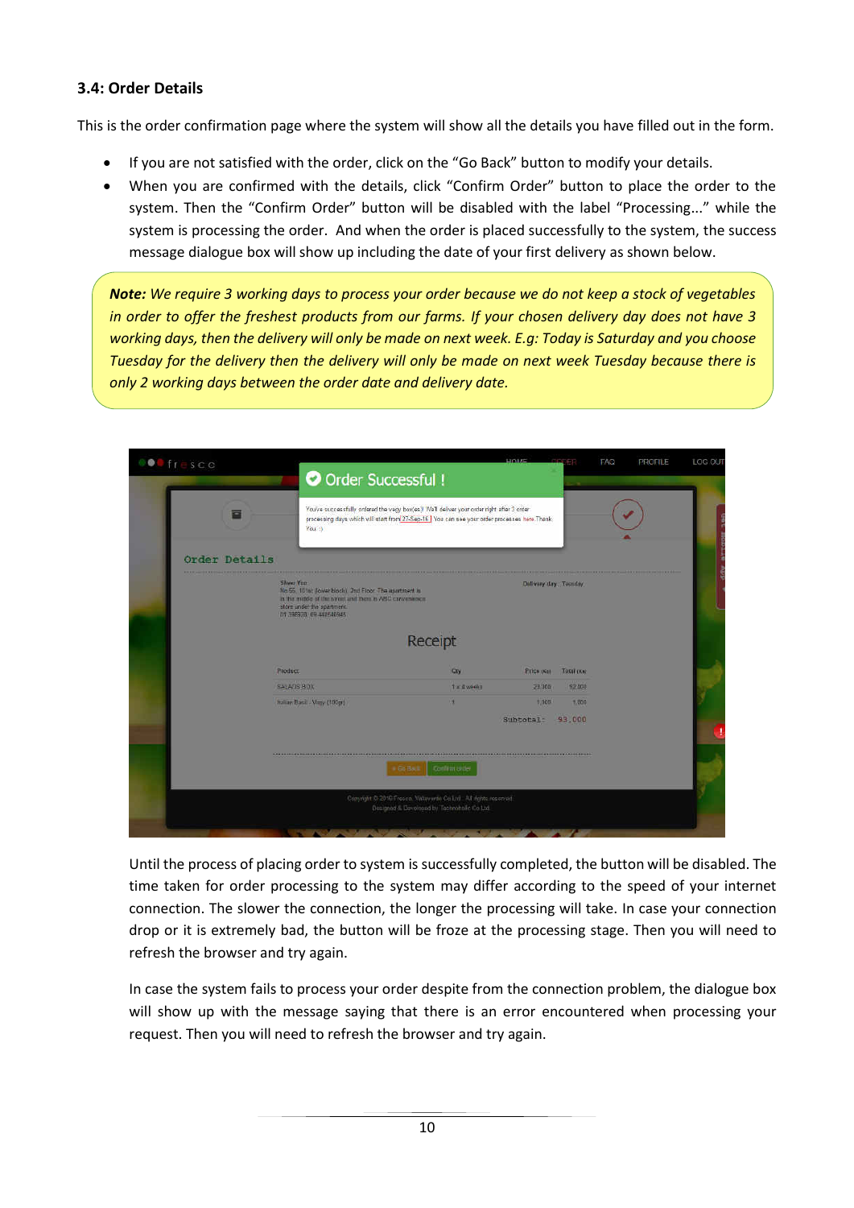### 3.4: Order Details

This is the order confirmation page where the system will show all the details you have filled out in the form.

- If you are not satisfied with the order, click on the “Go Back” button to modify your details.
- When you are confirmed with the details, click “Confirm Order” button to place the order to the system. Then the “Confirm Order” button will be disabled with the label “Processing…” while the system is processing the order. And when the order is placed successfully to the system, the success message dialogue box will show up including the date of your first delivery as shown below.

> ***Note:*** *We require 3 working days to process your order because we do not keep a stock of vegetables in order to offer the freshest products from our farms. If your chosen delivery day does not have 3 working days, then the delivery will only be made on next week. E.g: Today is Saturday and you choose Tuesday for the delivery then the delivery will only be made on next week Tuesday because there is only 2 working days between the order date and delivery date.*

Until the process of placing order to system is successfully completed, the button will be disabled. The time taken for order processing to the system may differ according to the speed of your internet connection. The slower the connection, the longer the processing will take. In case your connection drop or it is extremely bad, the button will be froze at the processing stage. Then you will need to refresh the browser and try again.

In case the system fails to process your order despite from the connection problem, the dialogue box will show up with the message saying that there is an error encountered when processing your request. Then you will need to refresh the browser and try again.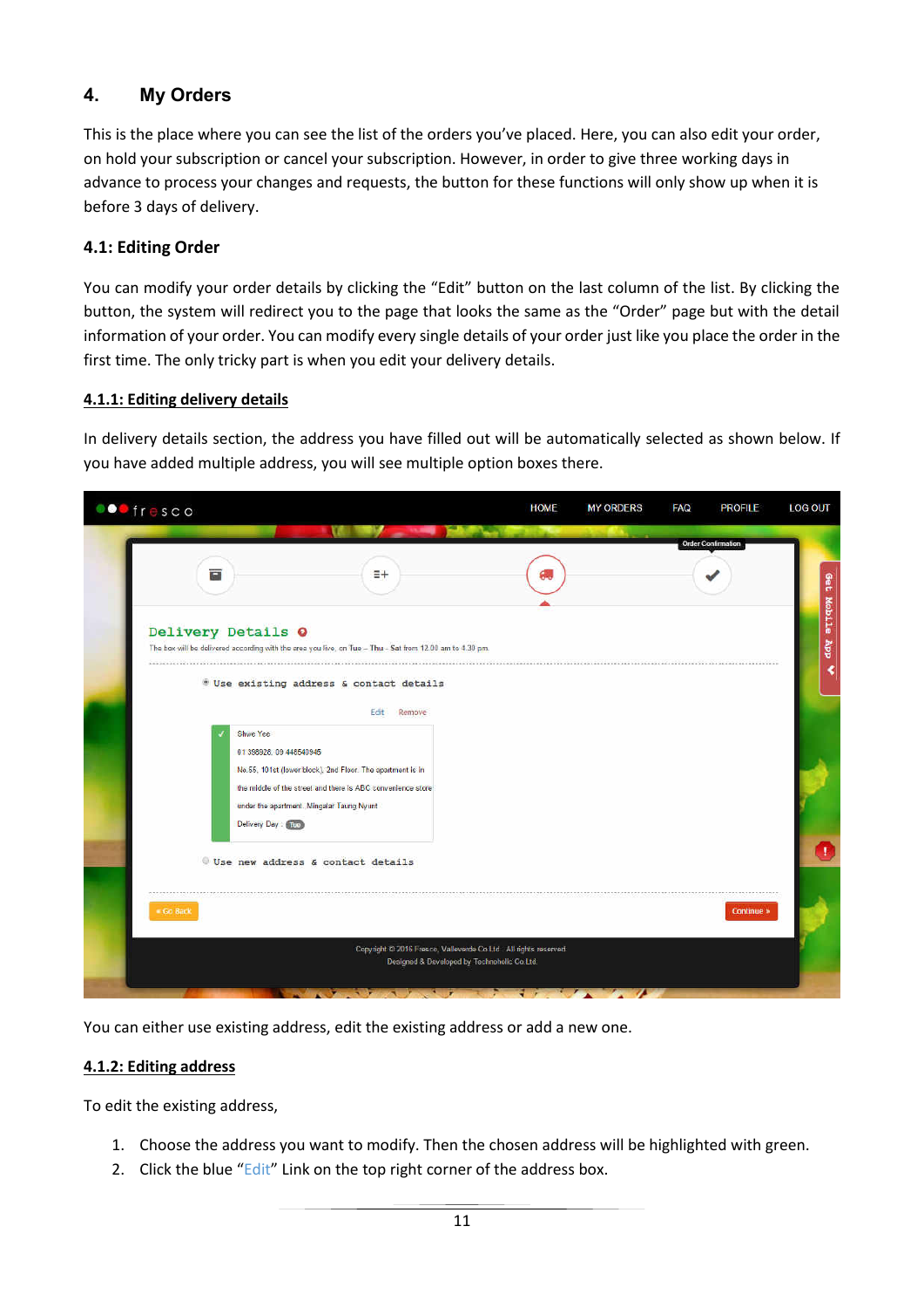## 4. My Orders

This is the place where you can see the list of the orders you've placed. Here, you can also edit your order, on hold your subscription or cancel your subscription. However, in order to give three working days in advance to process your changes and requests, the button for these functions will only show up when it is before 3 days of delivery.

### 4.1: Editing Order

You can modify your order details by clicking the "Edit" button on the last column of the list. By clicking the button, the system will redirect you to the page that looks the same as the "Order" page but with the detail information of your order. You can modify every single details of your order just like you place the order in the first time. The only tricky part is when you edit your delivery details.

#### 4.1.1: Editing delivery details

In delivery details section, the address you have filled out will be automatically selected as shown below. If you have added multiple address, you will see multiple option boxes there.

You can either use existing address, edit the existing address or add a new one.

#### 4.1.2: Editing address

To edit the existing address,

1. Choose the address you want to modify. Then the chosen address will be highlighted with green.
2. Click the blue "Edit" Link on the top right corner of the address box.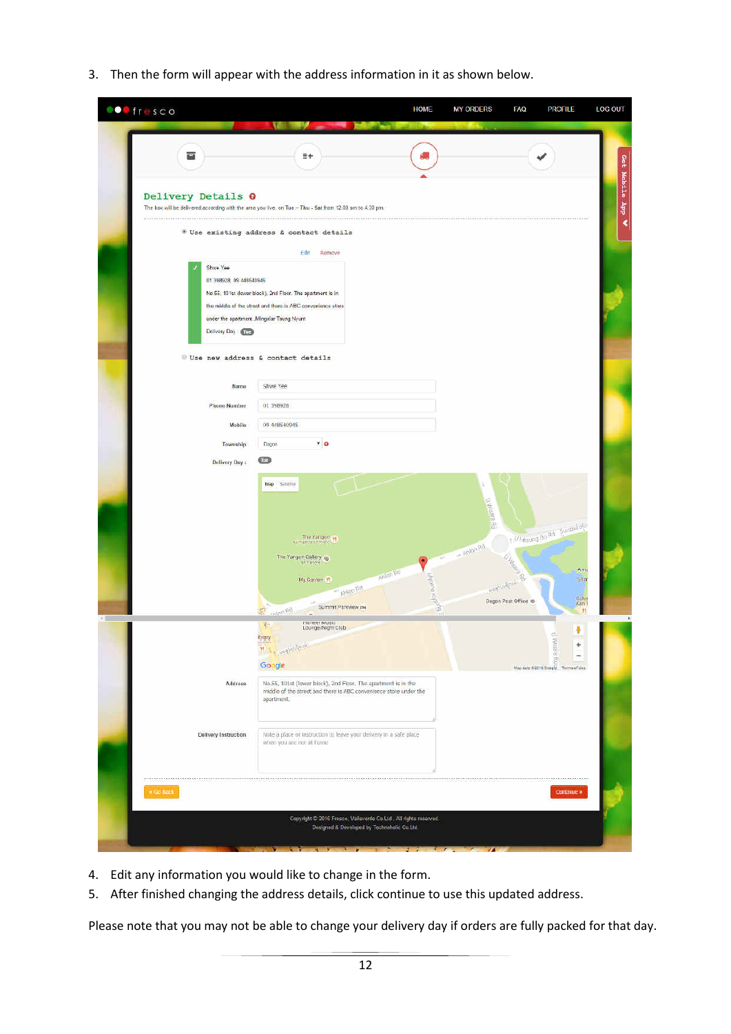3. Then the form will appear with the address information in it as shown below.

4. Edit any information you would like to change in the form.
5. After finished changing the address details, click continue to use this updated address.

Please note that you may not be able to change your delivery day if orders are fully packed for that day.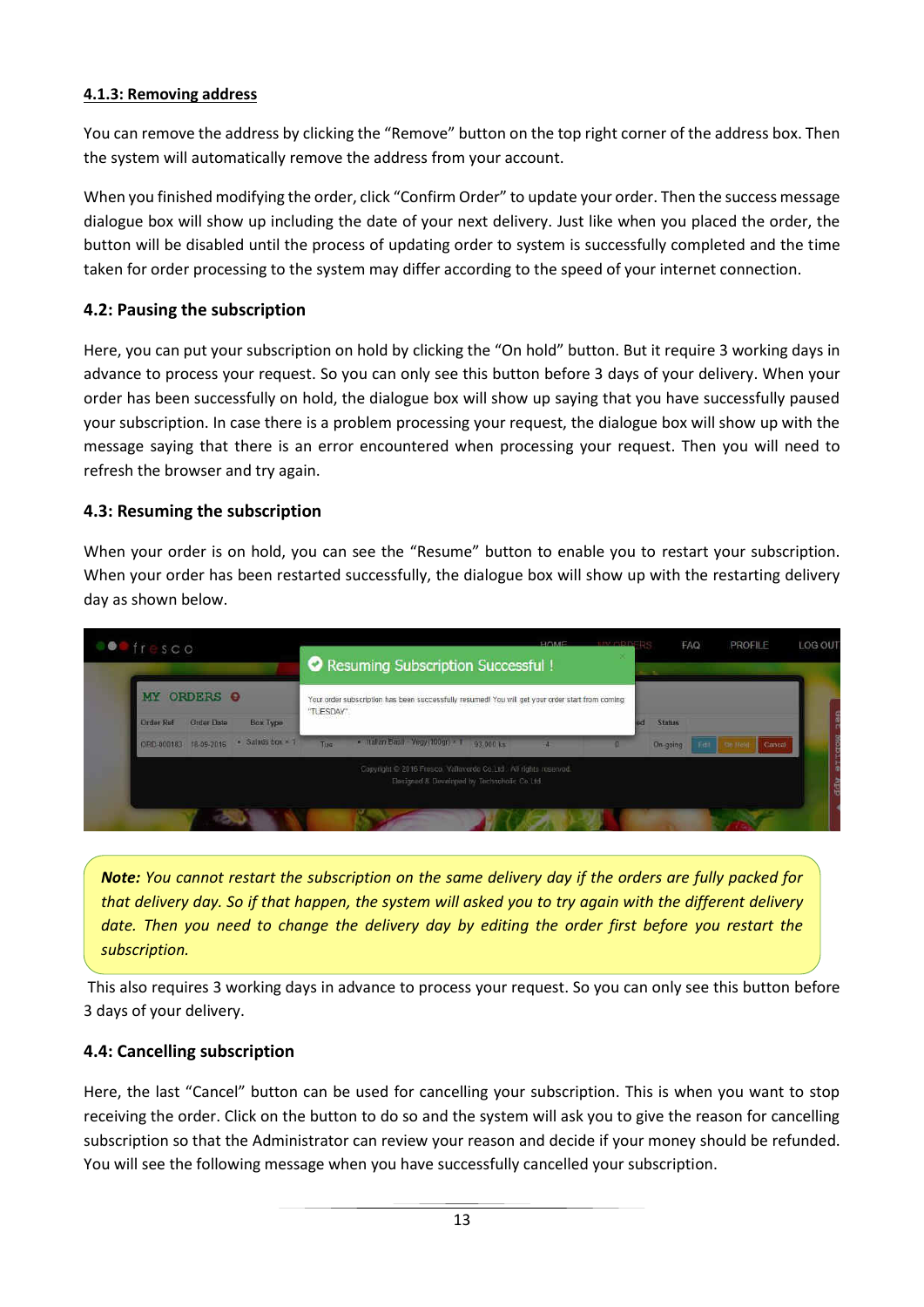#### 4.1.3: Removing address

You can remove the address by clicking the "Remove" button on the top right corner of the address box. Then the system will automatically remove the address from your account.

When you finished modifying the order, click "Confirm Order" to update your order. Then the success message dialogue box will show up including the date of your next delivery. Just like when you placed the order, the button will be disabled until the process of updating order to system is successfully completed and the time taken for order processing to the system may differ according to the speed of your internet connection.

### 4.2: Pausing the subscription

Here, you can put your subscription on hold by clicking the "On hold" button. But it require 3 working days in advance to process your request. So you can only see this button before 3 days of your delivery. When your order has been successfully on hold, the dialogue box will show up saying that you have successfully paused your subscription. In case there is a problem processing your request, the dialogue box will show up with the message saying that there is an error encountered when processing your request. Then you will need to refresh the browser and try again.

### 4.3: Resuming the subscription

When your order is on hold, you can see the "Resume" button to enable you to restart your subscription. When your order has been restarted successfully, the dialogue box will show up with the restarting delivery day as shown below.

> ***Note:** You cannot restart the subscription on the same delivery day if the orders are fully packed for that delivery day. So if that happen, the system will asked you to try again with the different delivery date. Then you need to change the delivery day by editing the order first before you restart the subscription.*

This also requires 3 working days in advance to process your request. So you can only see this button before 3 days of your delivery.

### 4.4: Cancelling subscription

Here, the last "Cancel" button can be used for cancelling your subscription. This is when you want to stop receiving the order. Click on the button to do so and the system will ask you to give the reason for cancelling subscription so that the Administrator can review your reason and decide if your money should be refunded. You will see the following message when you have successfully cancelled your subscription.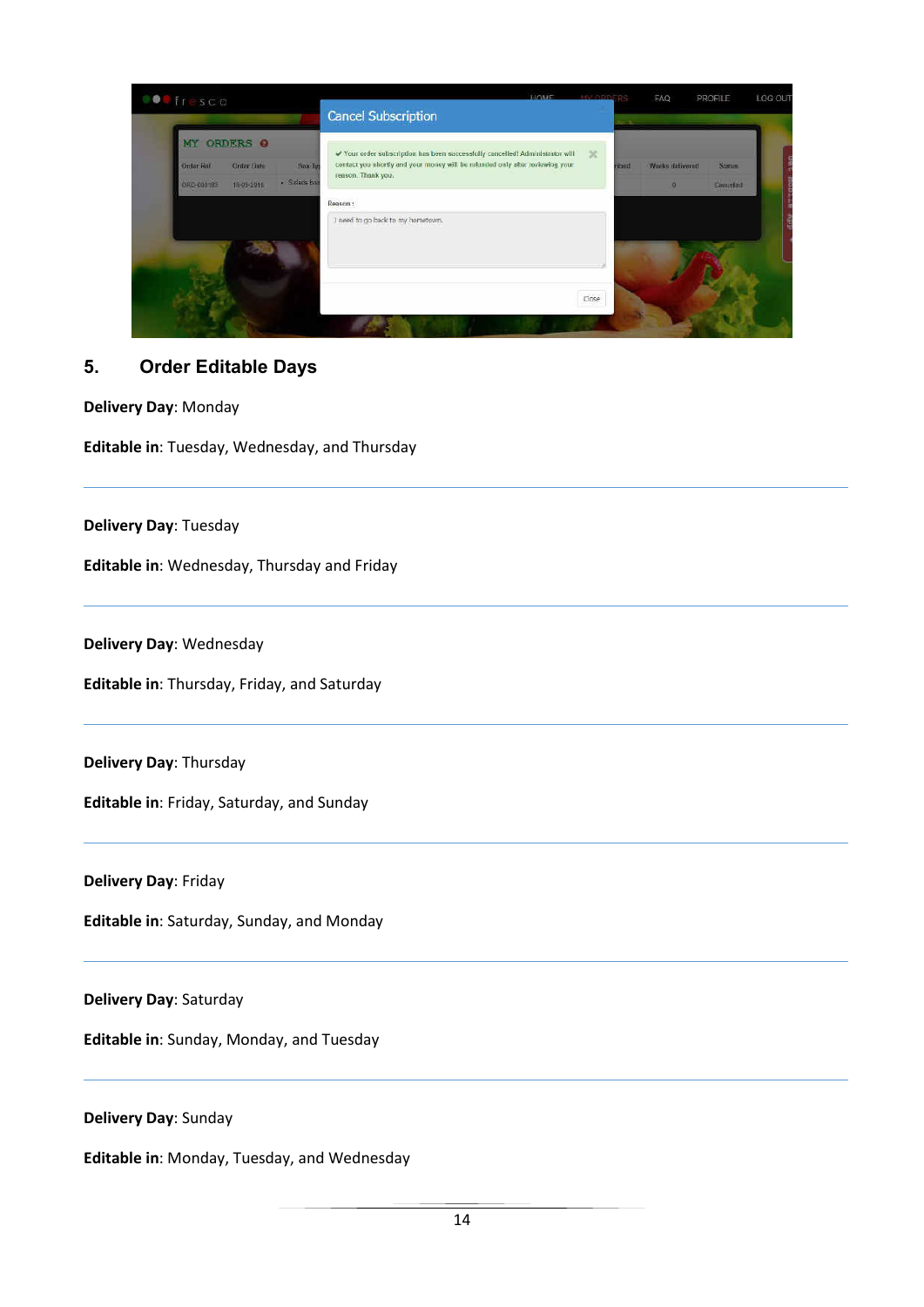## 5. Order Editable Days

**Delivery Day**: Monday

**Editable in**: Tuesday, Wednesday, and Thursday

---

**Delivery Day**: Tuesday

**Editable in**: Wednesday, Thursday and Friday

---

**Delivery Day**: Wednesday

**Editable in**: Thursday, Friday, and Saturday

---

**Delivery Day**: Thursday

**Editable in**: Friday, Saturday, and Sunday

---

**Delivery Day**: Friday

**Editable in**: Saturday, Sunday, and Monday

---

**Delivery Day**: Saturday

**Editable in**: Sunday, Monday, and Tuesday

---

**Delivery Day**: Sunday

**Editable in**: Monday, Tuesday, and Wednesday